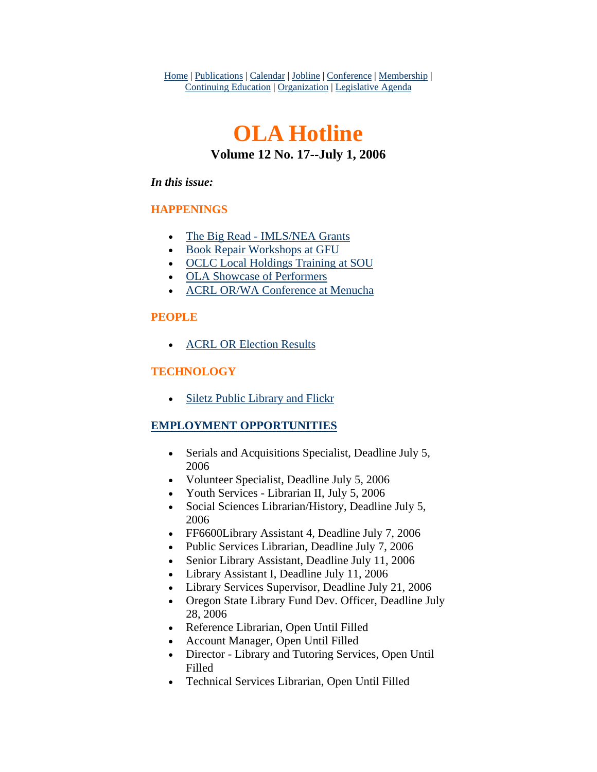Home | Publications | Calendar | Jobline | Conference | Membership | Continuing Education | Organization | Legislative Agenda

# OLA Hotline

## Volume 12 No. 17--July 1, 2006

***In this issue:***

### HAPPENINGS

- The Big Read - IMLS/NEA Grants
- Book Repair Workshops at GFU
- OCLC Local Holdings Training at SOU
- OLA Showcase of Performers
- ACRL OR/WA Conference at Menucha

### PEOPLE

- ACRL OR Election Results

### TECHNOLOGY

- Siletz Public Library and Flickr

### EMPLOYMENT OPPORTUNITIES

- Serials and Acquisitions Specialist, Deadline July 5, 2006
- Volunteer Specialist, Deadline July 5, 2006
- Youth Services - Librarian II, July 5, 2006
- Social Sciences Librarian/History, Deadline July 5, 2006
- FF6600Library Assistant 4, Deadline July 7, 2006
- Public Services Librarian, Deadline July 7, 2006
- Senior Library Assistant, Deadline July 11, 2006
- Library Assistant I, Deadline July 11, 2006
- Library Services Supervisor, Deadline July 21, 2006
- Oregon State Library Fund Dev. Officer, Deadline July 28, 2006
- Reference Librarian, Open Until Filled
- Account Manager, Open Until Filled
- Director - Library and Tutoring Services, Open Until Filled
- Technical Services Librarian, Open Until Filled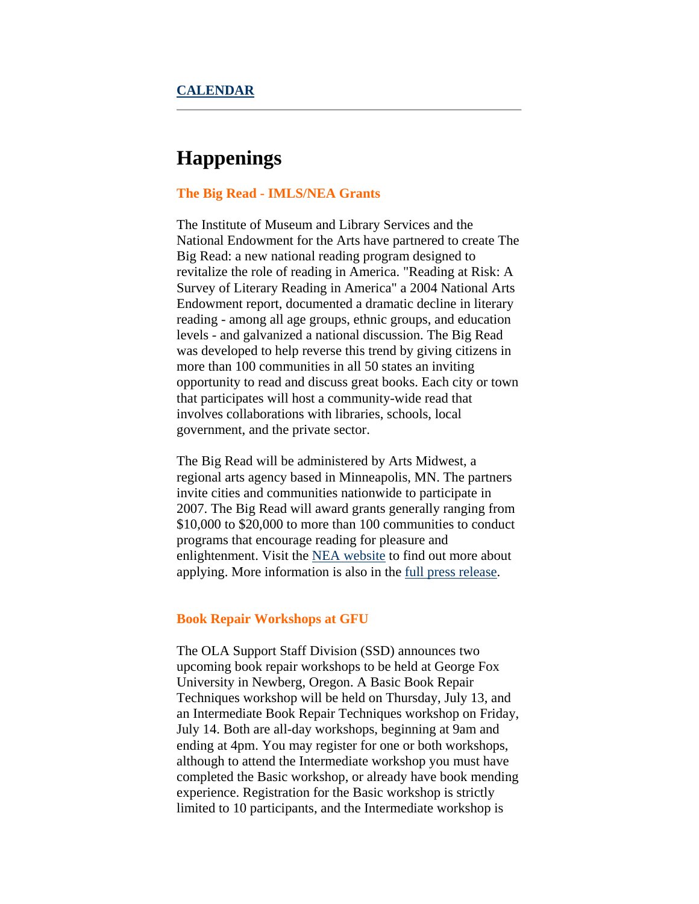**CALENDAR**

---

# Happenings

### The Big Read - IMLS/NEA Grants

The Institute of Museum and Library Services and the National Endowment for the Arts have partnered to create The Big Read: a new national reading program designed to revitalize the role of reading in America. "Reading at Risk: A Survey of Literary Reading in America" a 2004 National Arts Endowment report, documented a dramatic decline in literary reading - among all age groups, ethnic groups, and education levels - and galvanized a national discussion. The Big Read was developed to help reverse this trend by giving citizens in more than 100 communities in all 50 states an inviting opportunity to read and discuss great books. Each city or town that participates will host a community-wide read that involves collaborations with libraries, schools, local government, and the private sector.

The Big Read will be administered by Arts Midwest, a regional arts agency based in Minneapolis, MN. The partners invite cities and communities nationwide to participate in 2007. The Big Read will award grants generally ranging from $10,000 to $20,000 to more than 100 communities to conduct programs that encourage reading for pleasure and enlightenment. Visit the NEA website to find out more about applying. More information is also in the full press release.

### Book Repair Workshops at GFU

The OLA Support Staff Division (SSD) announces two upcoming book repair workshops to be held at George Fox University in Newberg, Oregon. A Basic Book Repair Techniques workshop will be held on Thursday, July 13, and an Intermediate Book Repair Techniques workshop on Friday, July 14. Both are all-day workshops, beginning at 9am and ending at 4pm. You may register for one or both workshops, although to attend the Intermediate workshop you must have completed the Basic workshop, or already have book mending experience. Registration for the Basic workshop is strictly limited to 10 participants, and the Intermediate workshop is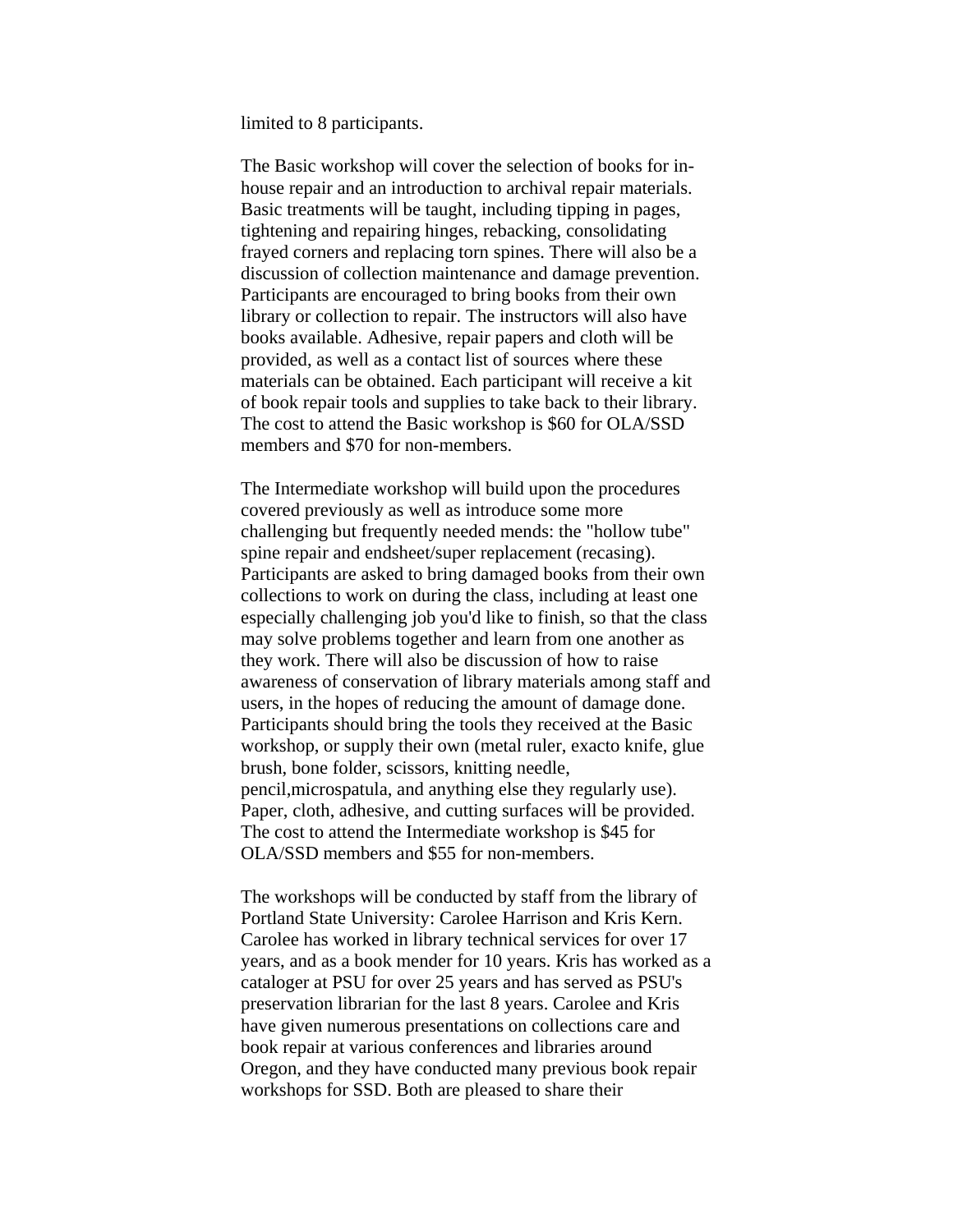limited to 8 participants.

The Basic workshop will cover the selection of books for in-house repair and an introduction to archival repair materials. Basic treatments will be taught, including tipping in pages, tightening and repairing hinges, rebacking, consolidating frayed corners and replacing torn spines. There will also be a discussion of collection maintenance and damage prevention. Participants are encouraged to bring books from their own library or collection to repair. The instructors will also have books available. Adhesive, repair papers and cloth will be provided, as well as a contact list of sources where these materials can be obtained. Each participant will receive a kit of book repair tools and supplies to take back to their library. The cost to attend the Basic workshop is $60 for OLA/SSD members and $70 for non-members.

The Intermediate workshop will build upon the procedures covered previously as well as introduce some more challenging but frequently needed mends: the "hollow tube" spine repair and endsheet/super replacement (recasing). Participants are asked to bring damaged books from their own collections to work on during the class, including at least one especially challenging job you'd like to finish, so that the class may solve problems together and learn from one another as they work. There will also be discussion of how to raise awareness of conservation of library materials among staff and users, in the hopes of reducing the amount of damage done. Participants should bring the tools they received at the Basic workshop, or supply their own (metal ruler, exacto knife, glue brush, bone folder, scissors, knitting needle, pencil,microspatula, and anything else they regularly use). Paper, cloth, adhesive, and cutting surfaces will be provided. The cost to attend the Intermediate workshop is $45 for OLA/SSD members and $55 for non-members.

The workshops will be conducted by staff from the library of Portland State University: Carolee Harrison and Kris Kern. Carolee has worked in library technical services for over 17 years, and as a book mender for 10 years. Kris has worked as a cataloger at PSU for over 25 years and has served as PSU's preservation librarian for the last 8 years. Carolee and Kris have given numerous presentations on collections care and book repair at various conferences and libraries around Oregon, and they have conducted many previous book repair workshops for SSD. Both are pleased to share their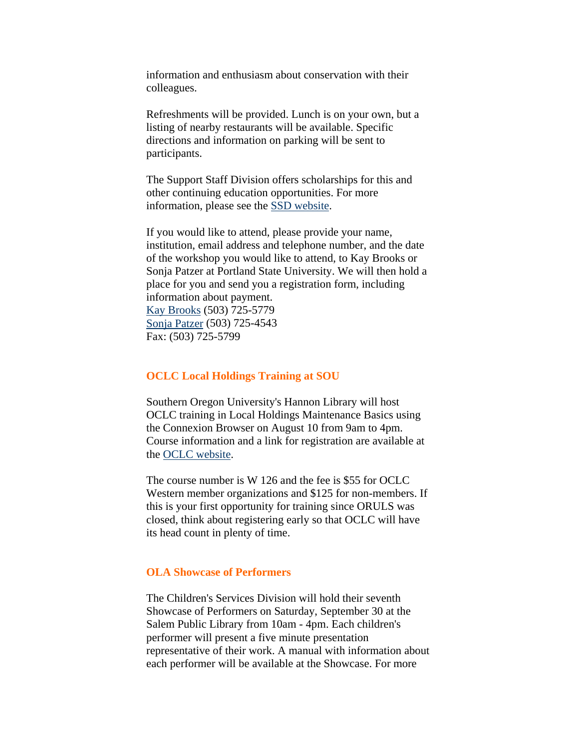information and enthusiasm about conservation with their colleagues.

Refreshments will be provided. Lunch is on your own, but a listing of nearby restaurants will be available. Specific directions and information on parking will be sent to participants.

The Support Staff Division offers scholarships for this and other continuing education opportunities. For more information, please see the SSD website.

If you would like to attend, please provide your name, institution, email address and telephone number, and the date of the workshop you would like to attend, to Kay Brooks or Sonja Patzer at Portland State University. We will then hold a place for you and send you a registration form, including information about payment.  
Kay Brooks (503) 725-5779  
Sonja Patzer (503) 725-4543  
Fax: (503) 725-5799

### OCLC Local Holdings Training at SOU

Southern Oregon University's Hannon Library will host OCLC training in Local Holdings Maintenance Basics using the Connexion Browser on August 10 from 9am to 4pm. Course information and a link for registration are available at the OCLC website.

The course number is W 126 and the fee is $55 for OCLC Western member organizations and $125 for non-members. If this is your first opportunity for training since ORULS was closed, think about registering early so that OCLC will have its head count in plenty of time.

### OLA Showcase of Performers

The Children's Services Division will hold their seventh Showcase of Performers on Saturday, September 30 at the Salem Public Library from 10am - 4pm. Each children's performer will present a five minute presentation representative of their work. A manual with information about each performer will be available at the Showcase. For more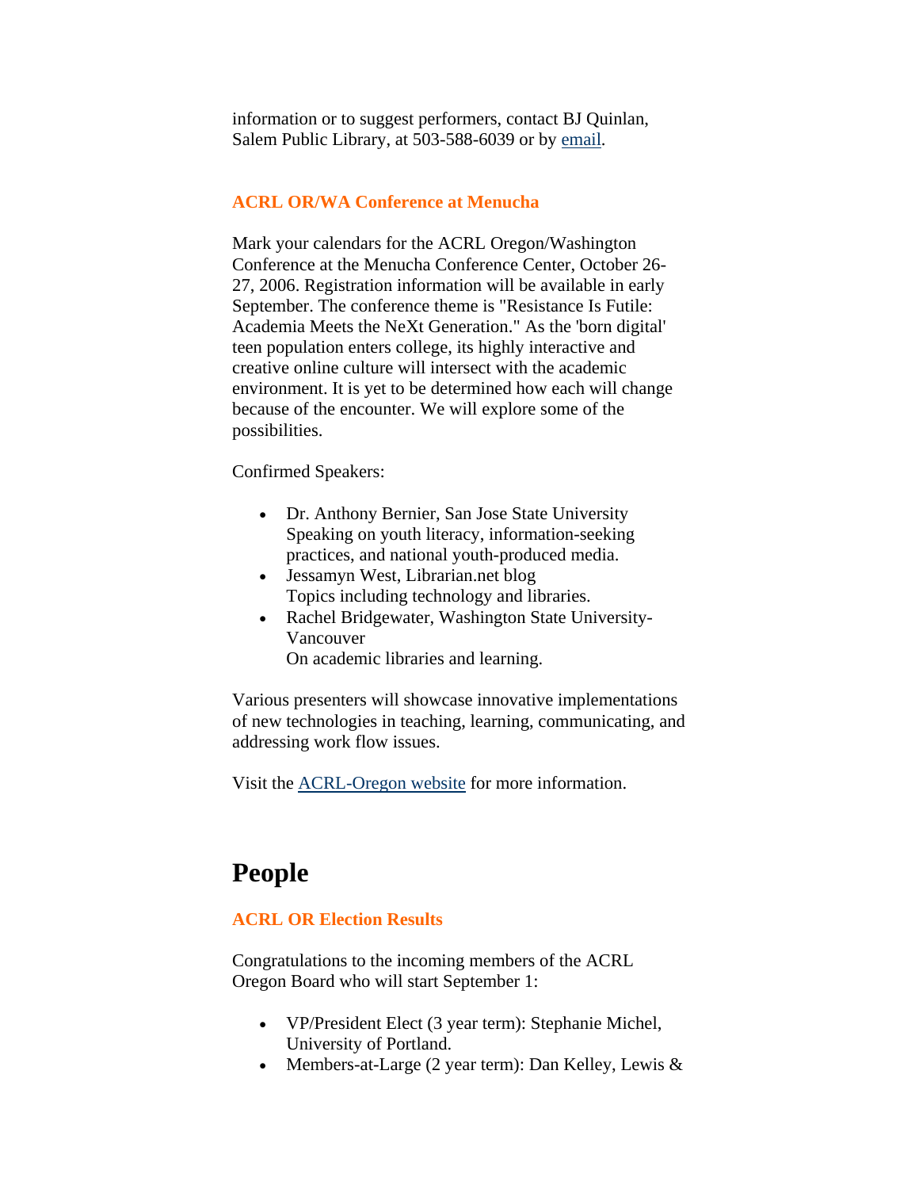information or to suggest performers, contact BJ Quinlan, Salem Public Library, at 503-588-6039 or by email.

### ACRL OR/WA Conference at Menucha

Mark your calendars for the ACRL Oregon/Washington Conference at the Menucha Conference Center, October 26-27, 2006. Registration information will be available in early September. The conference theme is "Resistance Is Futile: Academia Meets the NeXt Generation." As the 'born digital' teen population enters college, its highly interactive and creative online culture will intersect with the academic environment. It is yet to be determined how each will change because of the encounter. We will explore some of the possibilities.

Confirmed Speakers:

- Dr. Anthony Bernier, San Jose State University
  Speaking on youth literacy, information-seeking practices, and national youth-produced media.
- Jessamyn West, Librarian.net blog
  Topics including technology and libraries.
- Rachel Bridgewater, Washington State University-Vancouver
  On academic libraries and learning.

Various presenters will showcase innovative implementations of new technologies in teaching, learning, communicating, and addressing work flow issues.

Visit the ACRL-Oregon website for more information.

## People

### ACRL OR Election Results

Congratulations to the incoming members of the ACRL Oregon Board who will start September 1:

- VP/President Elect (3 year term): Stephanie Michel, University of Portland.
- Members-at-Large (2 year term): Dan Kelley, Lewis &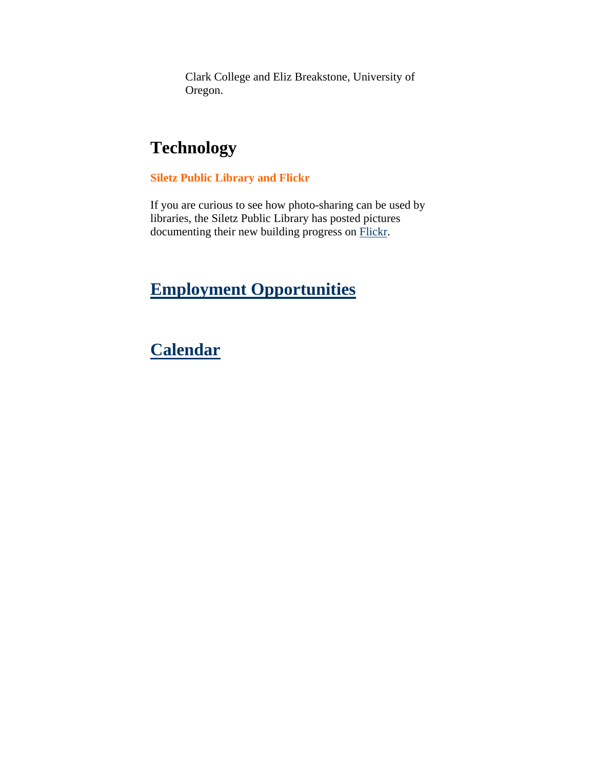Clark College and Eliz Breakstone, University of Oregon.

## Technology

**Siletz Public Library and Flickr**

If you are curious to see how photo-sharing can be used by libraries, the Siletz Public Library has posted pictures documenting their new building progress on Flickr.

## Employment Opportunities

## Calendar